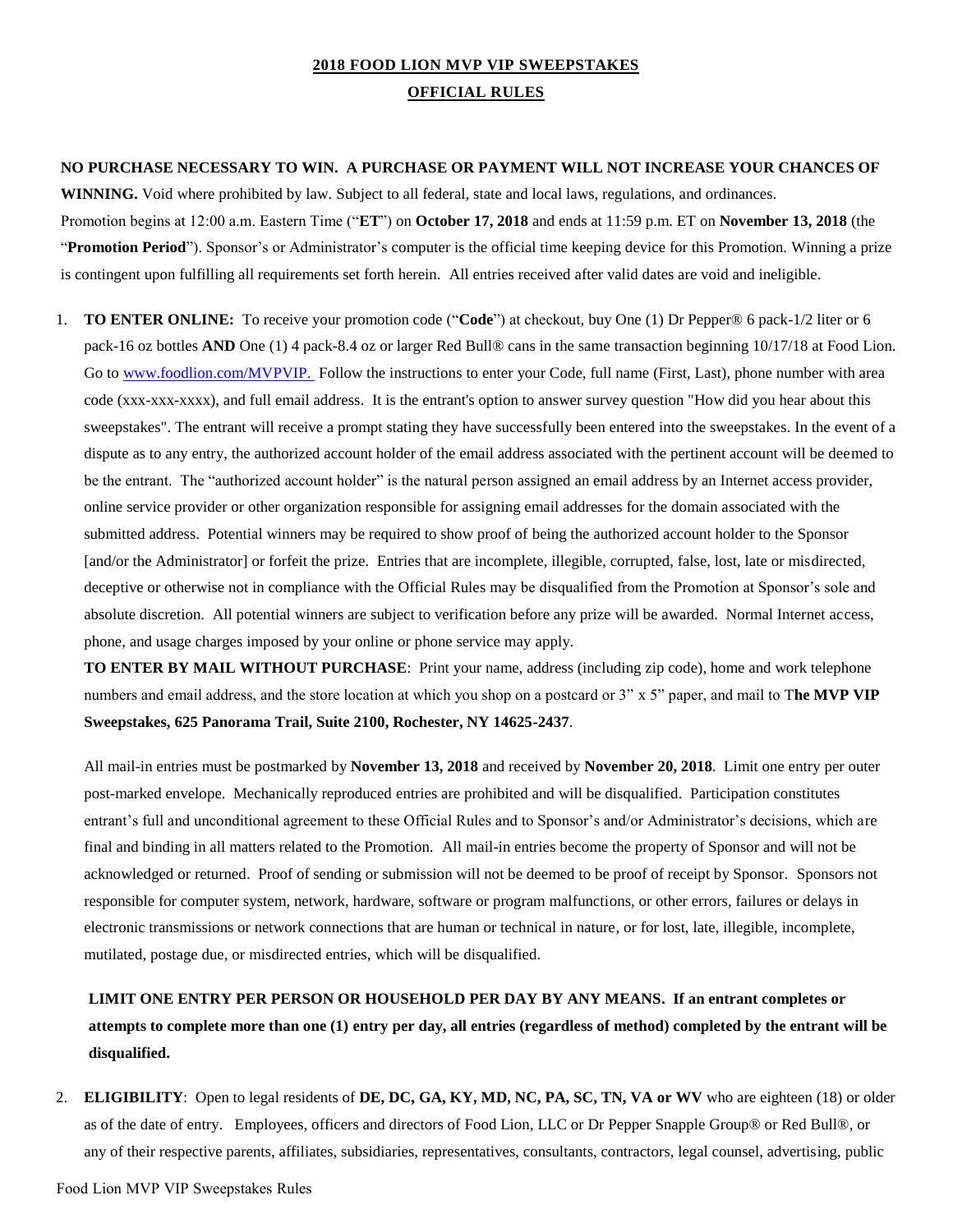# 2018 FOOD LION MVP VIP SWEEPSTAKES

## OFFICIAL RULES

**NO PURCHASE NECESSARY TO WIN. A PURCHASE OR PAYMENT WILL NOT INCREASE YOUR CHANCES OF WINNING.** Void where prohibited by law. Subject to all federal, state and local laws, regulations, and ordinances. Promotion begins at 12:00 a.m. Eastern Time ("**ET**") on **October 17, 2018** and ends at 11:59 p.m. ET on **November 13, 2018** (the "**Promotion Period**"). Sponsor's or Administrator's computer is the official time keeping device for this Promotion. Winning a prize is contingent upon fulfilling all requirements set forth herein. All entries received after valid dates are void and ineligible.

1. **TO ENTER ONLINE:** To receive your promotion code ("**Code**") at checkout, buy One (1) Dr Pepper® 6 pack-1/2 liter or 6 pack-16 oz bottles **AND** One (1) 4 pack-8.4 oz or larger Red Bull® cans in the same transaction beginning 10/17/18 at Food Lion. Go to www.foodlion.com/MVPVIP. Follow the instructions to enter your Code, full name (First, Last), phone number with area code (xxx-xxx-xxxx), and full email address. It is the entrant's option to answer survey question "How did you hear about this sweepstakes". The entrant will receive a prompt stating they have successfully been entered into the sweepstakes. In the event of a dispute as to any entry, the authorized account holder of the email address associated with the pertinent account will be deemed to be the entrant. The "authorized account holder" is the natural person assigned an email address by an Internet access provider, online service provider or other organization responsible for assigning email addresses for the domain associated with the submitted address. Potential winners may be required to show proof of being the authorized account holder to the Sponsor [and/or the Administrator] or forfeit the prize. Entries that are incomplete, illegible, corrupted, false, lost, late or misdirected, deceptive or otherwise not in compliance with the Official Rules may be disqualified from the Promotion at Sponsor's sole and absolute discretion. All potential winners are subject to verification before any prize will be awarded. Normal Internet access, phone, and usage charges imposed by your online or phone service may apply.

   **TO ENTER BY MAIL WITHOUT PURCHASE**: Print your name, address (including zip code), home and work telephone numbers and email address, and the store location at which you shop on a postcard or 3" x 5" paper, and mail to T**he MVP VIP Sweepstakes, 625 Panorama Trail, Suite 2100, Rochester, NY 14625-2437**.

   All mail-in entries must be postmarked by **November 13, 2018** and received by **November 20, 2018**. Limit one entry per outer post-marked envelope. Mechanically reproduced entries are prohibited and will be disqualified. Participation constitutes entrant's full and unconditional agreement to these Official Rules and to Sponsor's and/or Administrator's decisions, which are final and binding in all matters related to the Promotion. All mail-in entries become the property of Sponsor and will not be acknowledged or returned. Proof of sending or submission will not be deemed to be proof of receipt by Sponsor. Sponsors not responsible for computer system, network, hardware, software or program malfunctions, or other errors, failures or delays in electronic transmissions or network connections that are human or technical in nature, or for lost, late, illegible, incomplete, mutilated, postage due, or misdirected entries, which will be disqualified.

   **LIMIT ONE ENTRY PER PERSON OR HOUSEHOLD PER DAY BY ANY MEANS. If an entrant completes or attempts to complete more than one (1) entry per day, all entries (regardless of method) completed by the entrant will be disqualified.**

2. **ELIGIBILITY**: Open to legal residents of **DE, DC, GA, KY, MD, NC, PA, SC, TN, VA or WV** who are eighteen (18) or older as of the date of entry. Employees, officers and directors of Food Lion, LLC or Dr Pepper Snapple Group® or Red Bull®, or any of their respective parents, affiliates, subsidiaries, representatives, consultants, contractors, legal counsel, advertising, public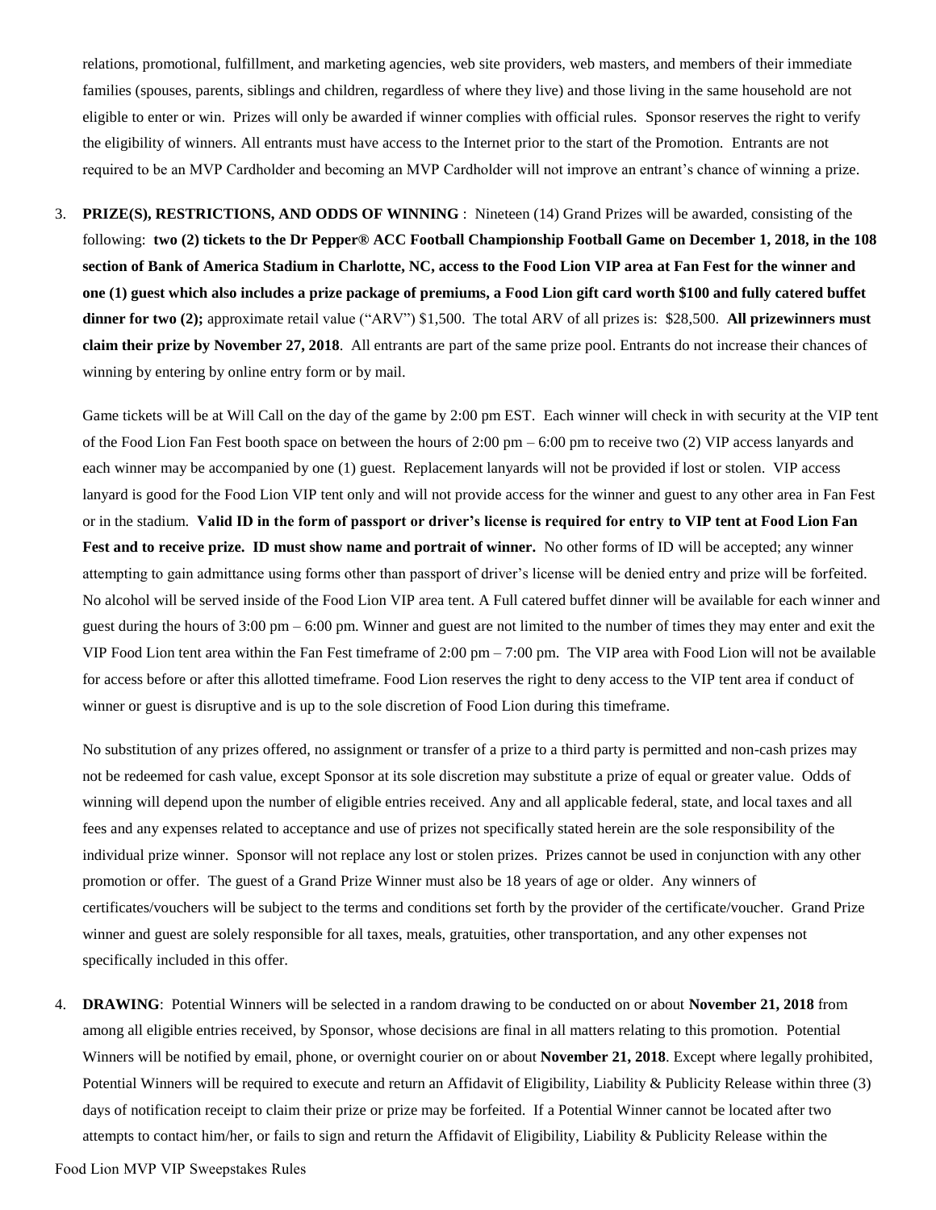relations, promotional, fulfillment, and marketing agencies, web site providers, web masters, and members of their immediate families (spouses, parents, siblings and children, regardless of where they live) and those living in the same household are not eligible to enter or win. Prizes will only be awarded if winner complies with official rules. Sponsor reserves the right to verify the eligibility of winners. All entrants must have access to the Internet prior to the start of the Promotion. Entrants are not required to be an MVP Cardholder and becoming an MVP Cardholder will not improve an entrant's chance of winning a prize.

3. **PRIZE(S), RESTRICTIONS, AND ODDS OF WINNING** : Nineteen (14) Grand Prizes will be awarded, consisting of the following: **two (2) tickets to the Dr Pepper® ACC Football Championship Football Game on December 1, 2018, in the 108 section of Bank of America Stadium in Charlotte, NC, access to the Food Lion VIP area at Fan Fest for the winner and one (1) guest which also includes a prize package of premiums, a Food Lion gift card worth $100 and fully catered buffet dinner for two (2);** approximate retail value ("ARV") $1,500. The total ARV of all prizes is: $28,500. **All prizewinners must claim their prize by November 27, 2018**. All entrants are part of the same prize pool. Entrants do not increase their chances of winning by entering by online entry form or by mail.

   Game tickets will be at Will Call on the day of the game by 2:00 pm EST. Each winner will check in with security at the VIP tent of the Food Lion Fan Fest booth space on between the hours of 2:00 pm – 6:00 pm to receive two (2) VIP access lanyards and each winner may be accompanied by one (1) guest. Replacement lanyards will not be provided if lost or stolen. VIP access lanyard is good for the Food Lion VIP tent only and will not provide access for the winner and guest to any other area in Fan Fest or in the stadium. **Valid ID in the form of passport or driver's license is required for entry to VIP tent at Food Lion Fan Fest and to receive prize. ID must show name and portrait of winner.** No other forms of ID will be accepted; any winner attempting to gain admittance using forms other than passport of driver's license will be denied entry and prize will be forfeited. No alcohol will be served inside of the Food Lion VIP area tent. A Full catered buffet dinner will be available for each winner and guest during the hours of 3:00 pm – 6:00 pm. Winner and guest are not limited to the number of times they may enter and exit the VIP Food Lion tent area within the Fan Fest timeframe of 2:00 pm – 7:00 pm. The VIP area with Food Lion will not be available for access before or after this allotted timeframe. Food Lion reserves the right to deny access to the VIP tent area if conduct of winner or guest is disruptive and is up to the sole discretion of Food Lion during this timeframe.

   No substitution of any prizes offered, no assignment or transfer of a prize to a third party is permitted and non-cash prizes may not be redeemed for cash value, except Sponsor at its sole discretion may substitute a prize of equal or greater value. Odds of winning will depend upon the number of eligible entries received. Any and all applicable federal, state, and local taxes and all fees and any expenses related to acceptance and use of prizes not specifically stated herein are the sole responsibility of the individual prize winner. Sponsor will not replace any lost or stolen prizes. Prizes cannot be used in conjunction with any other promotion or offer. The guest of a Grand Prize Winner must also be 18 years of age or older. Any winners of certificates/vouchers will be subject to the terms and conditions set forth by the provider of the certificate/voucher. Grand Prize winner and guest are solely responsible for all taxes, meals, gratuities, other transportation, and any other expenses not specifically included in this offer.

4. **DRAWING**: Potential Winners will be selected in a random drawing to be conducted on or about **November 21, 2018** from among all eligible entries received, by Sponsor, whose decisions are final in all matters relating to this promotion. Potential Winners will be notified by email, phone, or overnight courier on or about **November 21, 2018**. Except where legally prohibited, Potential Winners will be required to execute and return an Affidavit of Eligibility, Liability & Publicity Release within three (3) days of notification receipt to claim their prize or prize may be forfeited. If a Potential Winner cannot be located after two attempts to contact him/her, or fails to sign and return the Affidavit of Eligibility, Liability & Publicity Release within the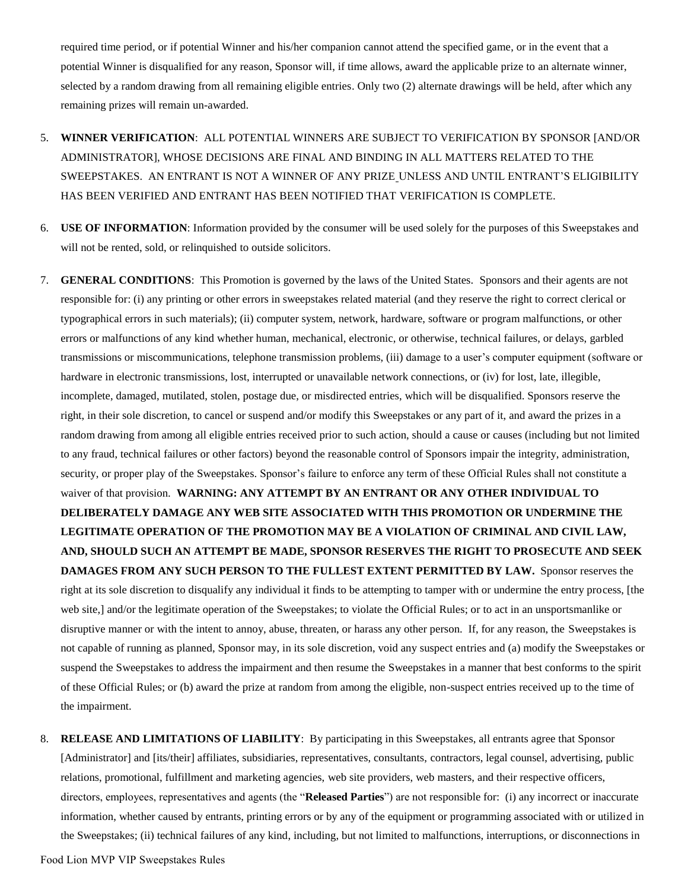required time period, or if potential Winner and his/her companion cannot attend the specified game, or in the event that a potential Winner is disqualified for any reason, Sponsor will, if time allows, award the applicable prize to an alternate winner, selected by a random drawing from all remaining eligible entries. Only two (2) alternate drawings will be held, after which any remaining prizes will remain un-awarded.

5. **WINNER VERIFICATION**: ALL POTENTIAL WINNERS ARE SUBJECT TO VERIFICATION BY SPONSOR [AND/OR ADMINISTRATOR], WHOSE DECISIONS ARE FINAL AND BINDING IN ALL MATTERS RELATED TO THE SWEEPSTAKES. AN ENTRANT IS NOT A WINNER OF ANY PRIZE UNLESS AND UNTIL ENTRANT'S ELIGIBILITY HAS BEEN VERIFIED AND ENTRANT HAS BEEN NOTIFIED THAT VERIFICATION IS COMPLETE.

6. **USE OF INFORMATION**: Information provided by the consumer will be used solely for the purposes of this Sweepstakes and will not be rented, sold, or relinquished to outside solicitors.

7. **GENERAL CONDITIONS**: This Promotion is governed by the laws of the United States. Sponsors and their agents are not responsible for: (i) any printing or other errors in sweepstakes related material (and they reserve the right to correct clerical or typographical errors in such materials); (ii) computer system, network, hardware, software or program malfunctions, or other errors or malfunctions of any kind whether human, mechanical, electronic, or otherwise, technical failures, or delays, garbled transmissions or miscommunications, telephone transmission problems, (iii) damage to a user's computer equipment (software or hardware in electronic transmissions, lost, interrupted or unavailable network connections, or (iv) for lost, late, illegible, incomplete, damaged, mutilated, stolen, postage due, or misdirected entries, which will be disqualified. Sponsors reserve the right, in their sole discretion, to cancel or suspend and/or modify this Sweepstakes or any part of it, and award the prizes in a random drawing from among all eligible entries received prior to such action, should a cause or causes (including but not limited to any fraud, technical failures or other factors) beyond the reasonable control of Sponsors impair the integrity, administration, security, or proper play of the Sweepstakes. Sponsor's failure to enforce any term of these Official Rules shall not constitute a waiver of that provision. **WARNING: ANY ATTEMPT BY AN ENTRANT OR ANY OTHER INDIVIDUAL TO DELIBERATELY DAMAGE ANY WEB SITE ASSOCIATED WITH THIS PROMOTION OR UNDERMINE THE LEGITIMATE OPERATION OF THE PROMOTION MAY BE A VIOLATION OF CRIMINAL AND CIVIL LAW, AND, SHOULD SUCH AN ATTEMPT BE MADE, SPONSOR RESERVES THE RIGHT TO PROSECUTE AND SEEK DAMAGES FROM ANY SUCH PERSON TO THE FULLEST EXTENT PERMITTED BY LAW.** Sponsor reserves the right at its sole discretion to disqualify any individual it finds to be attempting to tamper with or undermine the entry process, [the web site,] and/or the legitimate operation of the Sweepstakes; to violate the Official Rules; or to act in an unsportsmanlike or disruptive manner or with the intent to annoy, abuse, threaten, or harass any other person. If, for any reason, the Sweepstakes is not capable of running as planned, Sponsor may, in its sole discretion, void any suspect entries and (a) modify the Sweepstakes or suspend the Sweepstakes to address the impairment and then resume the Sweepstakes in a manner that best conforms to the spirit of these Official Rules; or (b) award the prize at random from among the eligible, non-suspect entries received up to the time of the impairment.

8. **RELEASE AND LIMITATIONS OF LIABILITY**: By participating in this Sweepstakes, all entrants agree that Sponsor [Administrator] and [its/their] affiliates, subsidiaries, representatives, consultants, contractors, legal counsel, advertising, public relations, promotional, fulfillment and marketing agencies, web site providers, web masters, and their respective officers, directors, employees, representatives and agents (the "**Released Parties**") are not responsible for: (i) any incorrect or inaccurate information, whether caused by entrants, printing errors or by any of the equipment or programming associated with or utilized in the Sweepstakes; (ii) technical failures of any kind, including, but not limited to malfunctions, interruptions, or disconnections in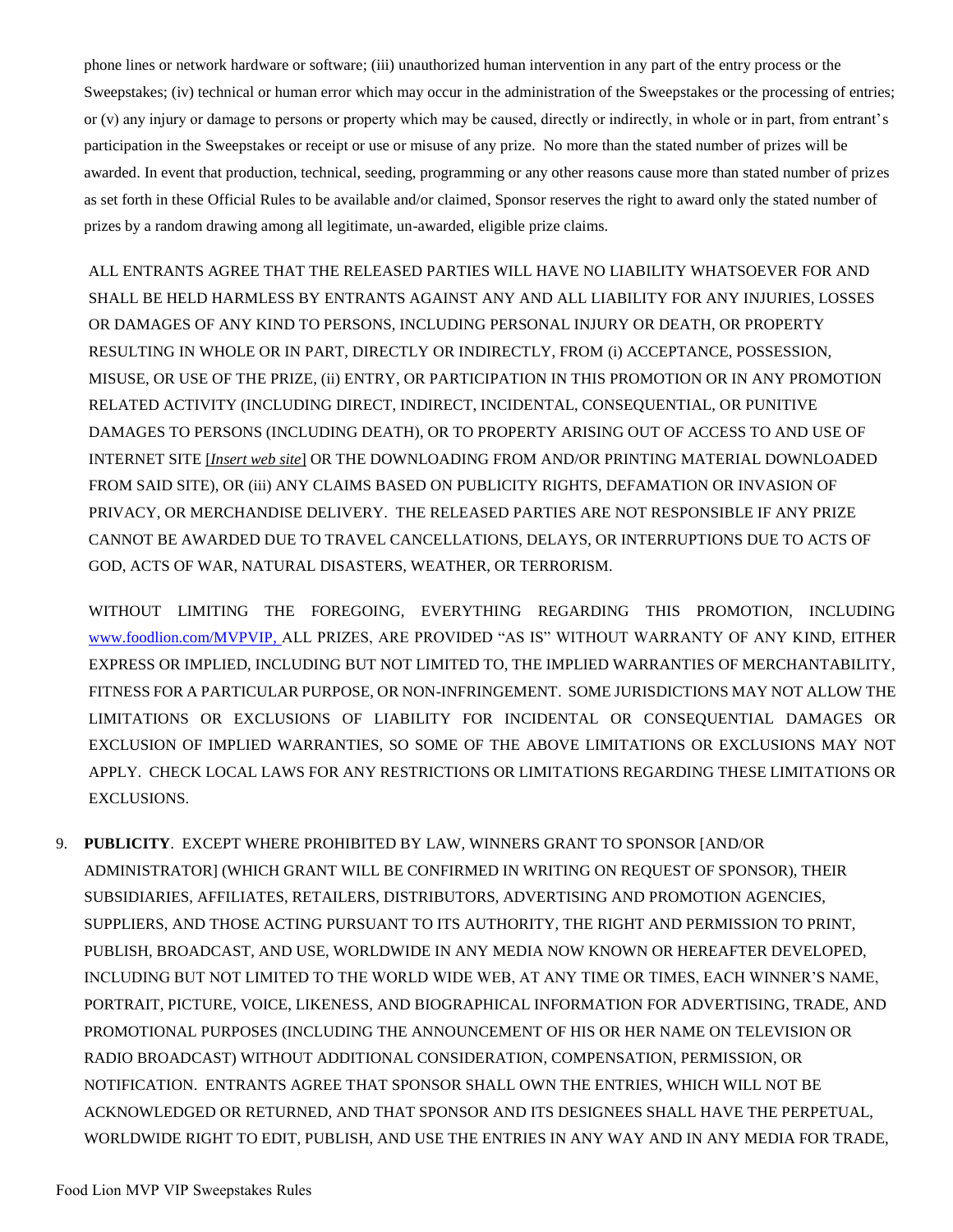phone lines or network hardware or software; (iii) unauthorized human intervention in any part of the entry process or the Sweepstakes; (iv) technical or human error which may occur in the administration of the Sweepstakes or the processing of entries; or (v) any injury or damage to persons or property which may be caused, directly or indirectly, in whole or in part, from entrant's participation in the Sweepstakes or receipt or use or misuse of any prize. No more than the stated number of prizes will be awarded. In event that production, technical, seeding, programming or any other reasons cause more than stated number of prizes as set forth in these Official Rules to be available and/or claimed, Sponsor reserves the right to award only the stated number of prizes by a random drawing among all legitimate, un-awarded, eligible prize claims.

ALL ENTRANTS AGREE THAT THE RELEASED PARTIES WILL HAVE NO LIABILITY WHATSOEVER FOR AND SHALL BE HELD HARMLESS BY ENTRANTS AGAINST ANY AND ALL LIABILITY FOR ANY INJURIES, LOSSES OR DAMAGES OF ANY KIND TO PERSONS, INCLUDING PERSONAL INJURY OR DEATH, OR PROPERTY RESULTING IN WHOLE OR IN PART, DIRECTLY OR INDIRECTLY, FROM (i) ACCEPTANCE, POSSESSION, MISUSE, OR USE OF THE PRIZE, (ii) ENTRY, OR PARTICIPATION IN THIS PROMOTION OR IN ANY PROMOTION RELATED ACTIVITY (INCLUDING DIRECT, INDIRECT, INCIDENTAL, CONSEQUENTIAL, OR PUNITIVE DAMAGES TO PERSONS (INCLUDING DEATH), OR TO PROPERTY ARISING OUT OF ACCESS TO AND USE OF INTERNET SITE [*Insert web site*] OR THE DOWNLOADING FROM AND/OR PRINTING MATERIAL DOWNLOADED FROM SAID SITE), OR (iii) ANY CLAIMS BASED ON PUBLICITY RIGHTS, DEFAMATION OR INVASION OF PRIVACY, OR MERCHANDISE DELIVERY. THE RELEASED PARTIES ARE NOT RESPONSIBLE IF ANY PRIZE CANNOT BE AWARDED DUE TO TRAVEL CANCELLATIONS, DELAYS, OR INTERRUPTIONS DUE TO ACTS OF GOD, ACTS OF WAR, NATURAL DISASTERS, WEATHER, OR TERRORISM.

WITHOUT LIMITING THE FOREGOING, EVERYTHING REGARDING THIS PROMOTION, INCLUDING www.foodlion.com/MVPVIP, ALL PRIZES, ARE PROVIDED "AS IS" WITHOUT WARRANTY OF ANY KIND, EITHER EXPRESS OR IMPLIED, INCLUDING BUT NOT LIMITED TO, THE IMPLIED WARRANTIES OF MERCHANTABILITY, FITNESS FOR A PARTICULAR PURPOSE, OR NON-INFRINGEMENT. SOME JURISDICTIONS MAY NOT ALLOW THE LIMITATIONS OR EXCLUSIONS OF LIABILITY FOR INCIDENTAL OR CONSEQUENTIAL DAMAGES OR EXCLUSION OF IMPLIED WARRANTIES, SO SOME OF THE ABOVE LIMITATIONS OR EXCLUSIONS MAY NOT APPLY. CHECK LOCAL LAWS FOR ANY RESTRICTIONS OR LIMITATIONS REGARDING THESE LIMITATIONS OR EXCLUSIONS.

9. **PUBLICITY**. EXCEPT WHERE PROHIBITED BY LAW, WINNERS GRANT TO SPONSOR [AND/OR ADMINISTRATOR] (WHICH GRANT WILL BE CONFIRMED IN WRITING ON REQUEST OF SPONSOR), THEIR SUBSIDIARIES, AFFILIATES, RETAILERS, DISTRIBUTORS, ADVERTISING AND PROMOTION AGENCIES, SUPPLIERS, AND THOSE ACTING PURSUANT TO ITS AUTHORITY, THE RIGHT AND PERMISSION TO PRINT, PUBLISH, BROADCAST, AND USE, WORLDWIDE IN ANY MEDIA NOW KNOWN OR HEREAFTER DEVELOPED, INCLUDING BUT NOT LIMITED TO THE WORLD WIDE WEB, AT ANY TIME OR TIMES, EACH WINNER'S NAME, PORTRAIT, PICTURE, VOICE, LIKENESS, AND BIOGRAPHICAL INFORMATION FOR ADVERTISING, TRADE, AND PROMOTIONAL PURPOSES (INCLUDING THE ANNOUNCEMENT OF HIS OR HER NAME ON TELEVISION OR RADIO BROADCAST) WITHOUT ADDITIONAL CONSIDERATION, COMPENSATION, PERMISSION, OR NOTIFICATION. ENTRANTS AGREE THAT SPONSOR SHALL OWN THE ENTRIES, WHICH WILL NOT BE ACKNOWLEDGED OR RETURNED, AND THAT SPONSOR AND ITS DESIGNEES SHALL HAVE THE PERPETUAL, WORLDWIDE RIGHT TO EDIT, PUBLISH, AND USE THE ENTRIES IN ANY WAY AND IN ANY MEDIA FOR TRADE,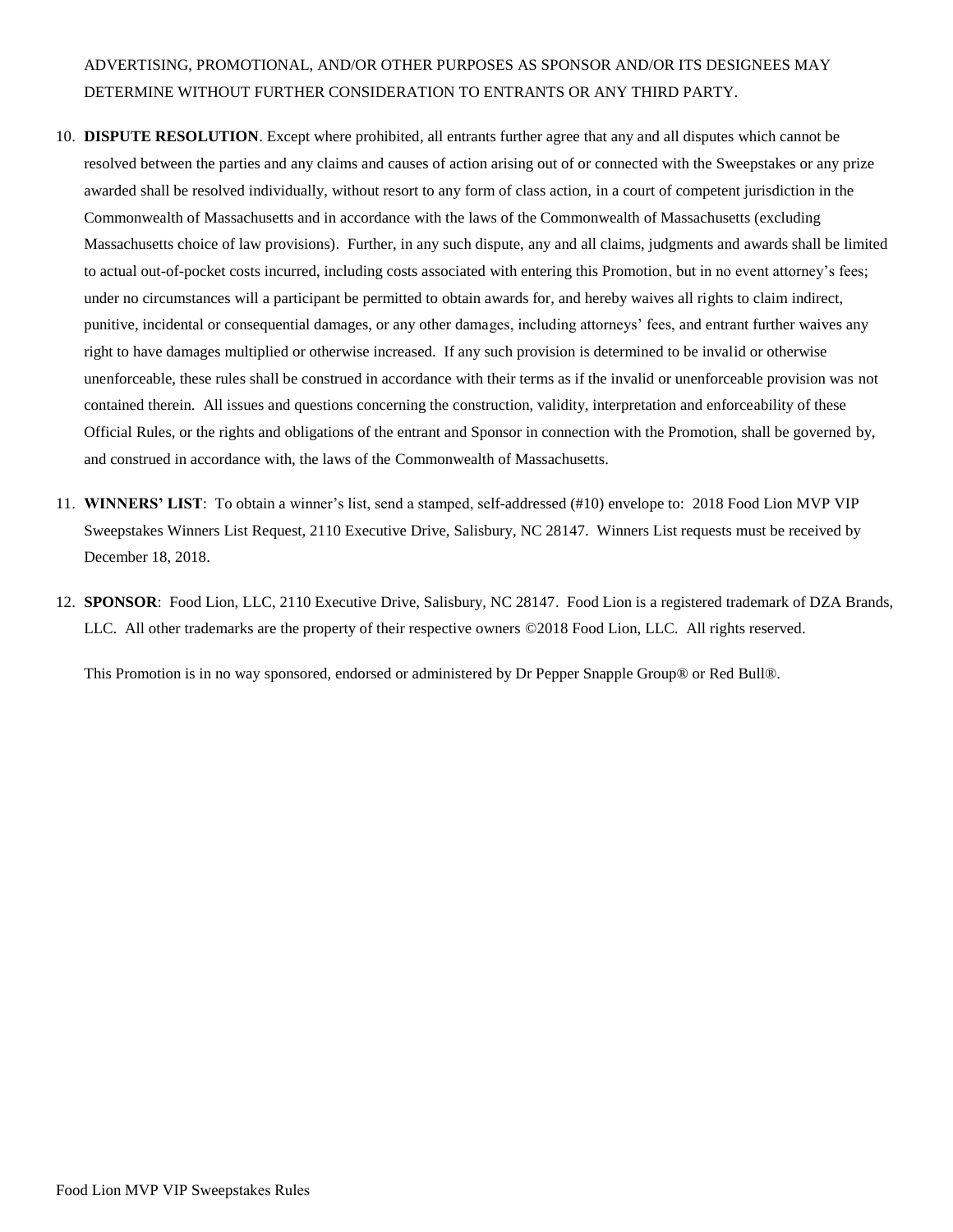ADVERTISING, PROMOTIONAL, AND/OR OTHER PURPOSES AS SPONSOR AND/OR ITS DESIGNEES MAY DETERMINE WITHOUT FURTHER CONSIDERATION TO ENTRANTS OR ANY THIRD PARTY.

10. **DISPUTE RESOLUTION**. Except where prohibited, all entrants further agree that any and all disputes which cannot be resolved between the parties and any claims and causes of action arising out of or connected with the Sweepstakes or any prize awarded shall be resolved individually, without resort to any form of class action, in a court of competent jurisdiction in the Commonwealth of Massachusetts and in accordance with the laws of the Commonwealth of Massachusetts (excluding Massachusetts choice of law provisions). Further, in any such dispute, any and all claims, judgments and awards shall be limited to actual out-of-pocket costs incurred, including costs associated with entering this Promotion, but in no event attorney's fees; under no circumstances will a participant be permitted to obtain awards for, and hereby waives all rights to claim indirect, punitive, incidental or consequential damages, or any other damages, including attorneys' fees, and entrant further waives any right to have damages multiplied or otherwise increased. If any such provision is determined to be invalid or otherwise unenforceable, these rules shall be construed in accordance with their terms as if the invalid or unenforceable provision was not contained therein. All issues and questions concerning the construction, validity, interpretation and enforceability of these Official Rules, or the rights and obligations of the entrant and Sponsor in connection with the Promotion, shall be governed by, and construed in accordance with, the laws of the Commonwealth of Massachusetts.

11. **WINNERS' LIST**: To obtain a winner's list, send a stamped, self-addressed (#10) envelope to: 2018 Food Lion MVP VIP Sweepstakes Winners List Request, 2110 Executive Drive, Salisbury, NC 28147. Winners List requests must be received by December 18, 2018.

12. **SPONSOR**: Food Lion, LLC, 2110 Executive Drive, Salisbury, NC 28147. Food Lion is a registered trademark of DZA Brands, LLC. All other trademarks are the property of their respective owners ©2018 Food Lion, LLC. All rights reserved.

    This Promotion is in no way sponsored, endorsed or administered by Dr Pepper Snapple Group® or Red Bull®.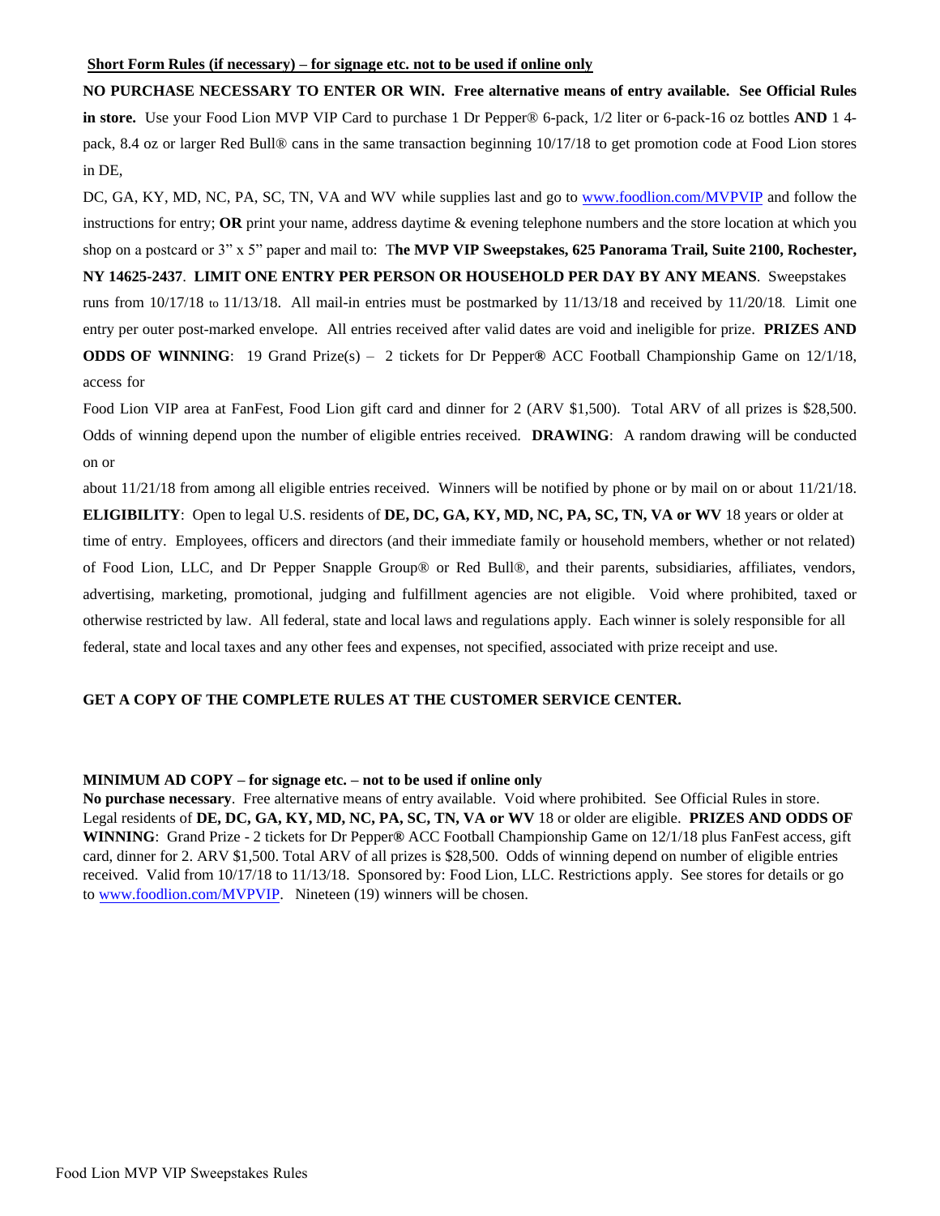**Short Form Rules (if necessary) – for signage etc. not to be used if online only**

**NO PURCHASE NECESSARY TO ENTER OR WIN. Free alternative means of entry available. See Official Rules in store.** Use your Food Lion MVP VIP Card to purchase 1 Dr Pepper® 6-pack, 1/2 liter or 6-pack-16 oz bottles **AND** 1 4-pack, 8.4 oz or larger Red Bull® cans in the same transaction beginning 10/17/18 to get promotion code at Food Lion stores in DE, DC, GA, KY, MD, NC, PA, SC, TN, VA and WV while supplies last and go to www.foodlion.com/MVPVIP and follow the instructions for entry; **OR** print your name, address daytime & evening telephone numbers and the store location at which you shop on a postcard or 3" x 5" paper and mail to: T**he MVP VIP Sweepstakes, 625 Panorama Trail, Suite 2100, Rochester, NY 14625-2437**. **LIMIT ONE ENTRY PER PERSON OR HOUSEHOLD PER DAY BY ANY MEANS**. Sweepstakes runs from 10/17/18 to 11/13/18. All mail-in entries must be postmarked by 11/13/18 and received by 11/20/18. Limit one entry per outer post-marked envelope. All entries received after valid dates are void and ineligible for prize. **PRIZES AND ODDS OF WINNING**: 19 Grand Prize(s) – 2 tickets for Dr Pepper® ACC Football Championship Game on 12/1/18, access for Food Lion VIP area at FanFest, Food Lion gift card and dinner for 2 (ARV $1,500). Total ARV of all prizes is $28,500. Odds of winning depend upon the number of eligible entries received. **DRAWING**: A random drawing will be conducted on or about 11/21/18 from among all eligible entries received. Winners will be notified by phone or by mail on or about 11/21/18. **ELIGIBILITY**: Open to legal U.S. residents of **DE, DC, GA, KY, MD, NC, PA, SC, TN, VA or WV** 18 years or older at time of entry. Employees, officers and directors (and their immediate family or household members, whether or not related) of Food Lion, LLC, and Dr Pepper Snapple Group® or Red Bull®, and their parents, subsidiaries, affiliates, vendors, advertising, marketing, promotional, judging and fulfillment agencies are not eligible. Void where prohibited, taxed or otherwise restricted by law. All federal, state and local laws and regulations apply. Each winner is solely responsible for all federal, state and local taxes and any other fees and expenses, not specified, associated with prize receipt and use.

**GET A COPY OF THE COMPLETE RULES AT THE CUSTOMER SERVICE CENTER.**

**MINIMUM AD COPY – for signage etc. – not to be used if online only**

**No purchase necessary**. Free alternative means of entry available. Void where prohibited. See Official Rules in store. Legal residents of **DE, DC, GA, KY, MD, NC, PA, SC, TN, VA or WV** 18 or older are eligible. **PRIZES AND ODDS OF WINNING**: Grand Prize - 2 tickets for Dr Pepper® ACC Football Championship Game on 12/1/18 plus FanFest access, gift card, dinner for 2. ARV $1,500. Total ARV of all prizes is $28,500. Odds of winning depend on number of eligible entries received. Valid from 10/17/18 to 11/13/18. Sponsored by: Food Lion, LLC. Restrictions apply. See stores for details or go to www.foodlion.com/MVPVIP. Nineteen (19) winners will be chosen.